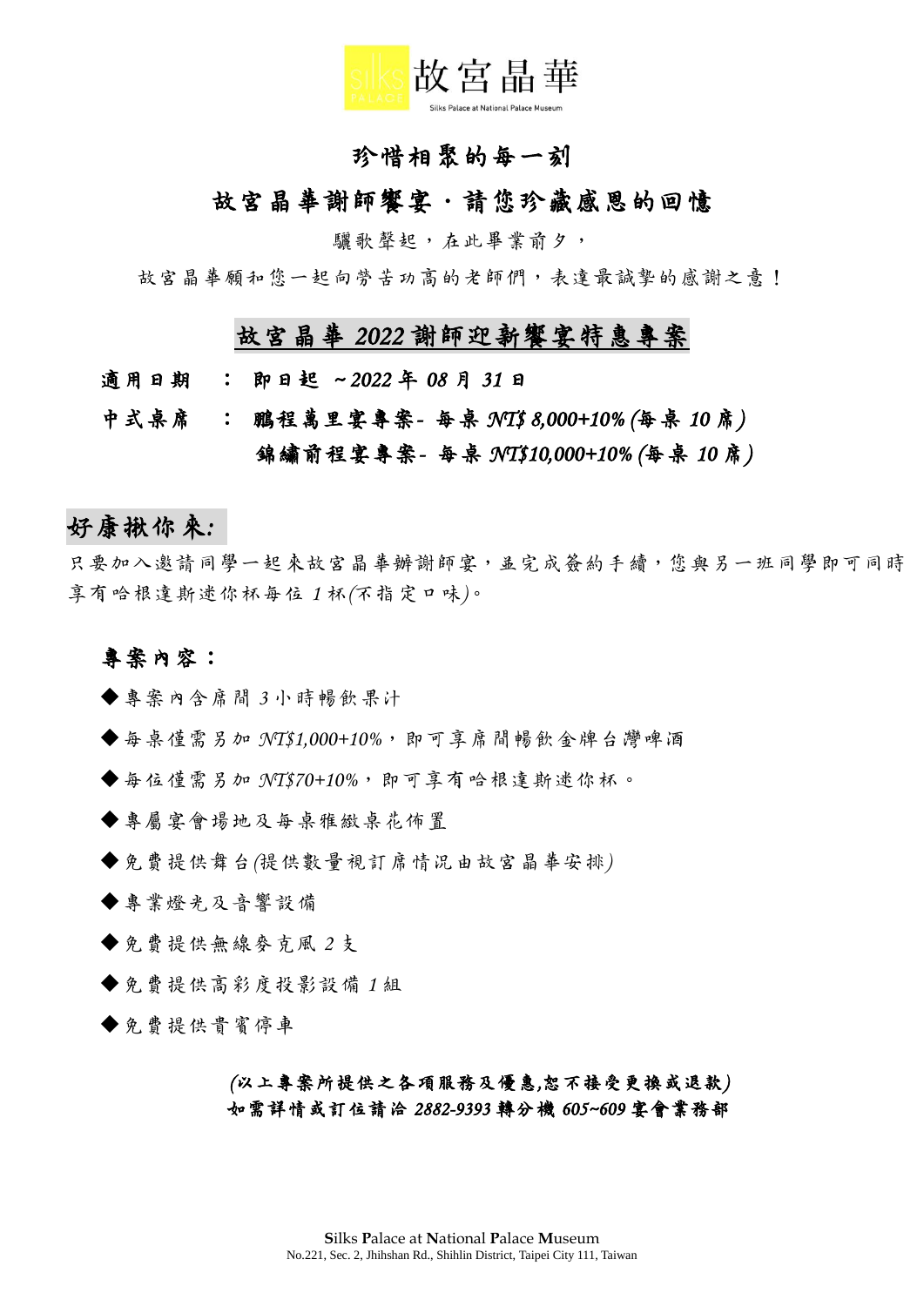故宮晶華

Silks Palace at National Palace Museum

# 珍惜相聚的每一刻

# 故宮晶華謝師饗宴・請您珍藏感恩的回憶

驪歌聲起，在此畢業前夕，

故宮晶華願和您一起向勞苦功高的老師們，表達最誠摯的感謝之意！

## 故宮晶華 2022 謝師迎新饗宴特惠專案

**適用日期　：即日起 ~2022 年 08 月 31 日**

**中式桌席　：鵬程萬里宴專案- 每桌 NT$ 8,000+10% (每桌 10 席)**

**錦繡前程宴專案- 每桌 NT$10,000+10% (每桌 10 席)**

## 好康揪你來:

只要加入邀請同學一起來故宮晶華辦謝師宴，並完成簽約手續，您與另一班同學即可同時享有哈根達斯迷你杯每位 1 杯(不指定口味)。

### 專案內容：

- ◆專案內含席間 3 小時暢飲果汁
- ◆每桌僅需另加 NT$1,000+10%，即可享席間暢飲金牌台灣啤酒
- ◆每位僅需另加 NT$70+10%，即可享有哈根達斯迷你杯。
- ◆專屬宴會場地及每桌雅緻桌花佈置
- ◆免費提供舞台(提供數量視訂席情況由故宮晶華安排)
- ◆專業燈光及音響設備
- ◆免費提供無線麥克風 2 支
- ◆免費提供高彩度投影設備 1 組
- ◆免費提供貴賓停車

**(以上專案所提供之各項服務及優惠,恕不接受更換或退款)**

**如需詳情或訂位請洽 2882-9393 轉分機 605~609 宴會業務部**

**S**ilks **P**alace at **N**ational **P**alace **M**useum
No.221, Sec. 2, Jhihshan Rd., Shihlin District, Taipei City 111, Taiwan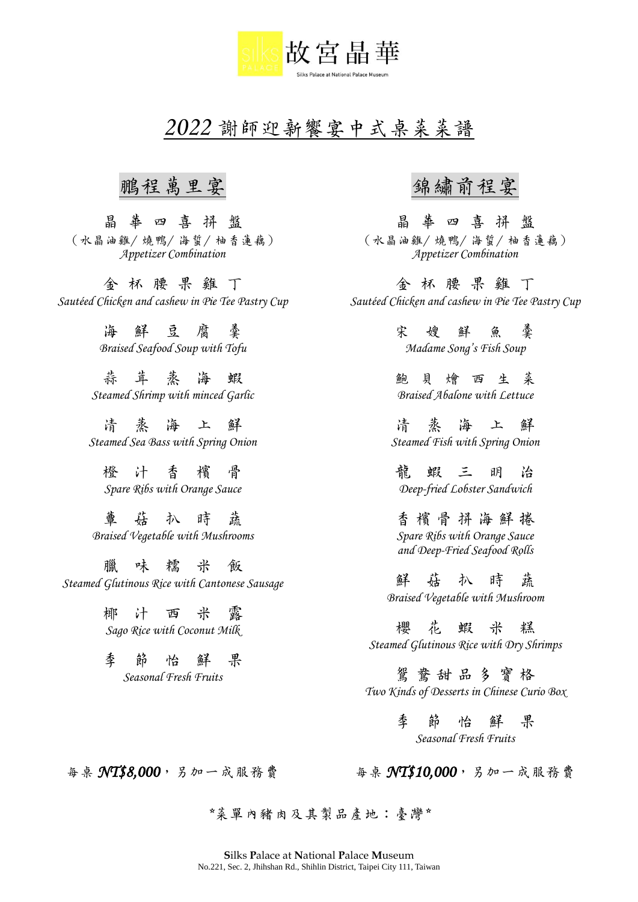故宮晶華

Silks Palace at National Palace Museum

# *2022* 謝師迎新饗宴中式桌菜菜譜

## 鵬程萬里宴

晶 華 四 喜 拼 盤
（水晶油雞/ 燒鴨/ 海蜇/ 柚香蓮藕）
*Appetizer Combination*

金 杯 腰 果 雞 丁
*Sautéed Chicken and cashew in Pie Tee Pastry Cup*

海 鮮 豆 腐 羹
*Braised Seafood Soup with Tofu*

蒜 茸 蒸 海 蝦
*Steamed Shrimp with minced Garlic*

清 蒸 海 上 鮮
*Steamed Sea Bass with Spring Onion*

橙 汁 香 檳 骨
*Spare Ribs with Orange Sauce*

蕈 菇 扒 時 蔬
*Braised Vegetable with Mushrooms*

臘 味 糯 米 飯
*Steamed Glutinous Rice with Cantonese Sausage*

椰 汁 西 米 露
*Sago Rice with Coconut Milk*

季 節 怡 鮮 果
*Seasonal Fresh Fruits*

每桌 ***NT$8,000***，另加一成服務費

## 錦繡前程宴

晶 華 四 喜 拼 盤
（水晶油雞/ 燒鴨/ 海蜇/ 柚香蓮藕）
*Appetizer Combination*

金 杯 腰 果 雞 丁
*Sautéed Chicken and cashew in Pie Tee Pastry Cup*

宋 嫂 鮮 魚 羹
*Madame Song's Fish Soup*

鮑 貝 燴 西 生 菜
*Braised Abalone with Lettuce*

清 蒸 海 上 鮮
*Steamed Fish with Spring Onion*

龍 蝦 三 明 治
*Deep-fried Lobster Sandwich*

香檳骨拼海鮮捲
*Spare Ribs with Orange Sauce and Deep-Fried Seafood Rolls*

鮮 菇 扒 時 蔬
*Braised Vegetable with Mushroom*

櫻 花 蝦 米 糕
*Steamed Glutinous Rice with Dry Shrimps*

鴛鴦甜品多寶格
*Two Kinds of Desserts in Chinese Curio Box*

季 節 怡 鮮 果
*Seasonal Fresh Fruits*

每桌 ***NT$10,000***，另加一成服務費

*菜單內豬肉及其製品產地：臺灣*

**S**ilks **P**alace at **N**ational **P**alace **M**useum
No.221, Sec. 2, Jhihshan Rd., Shihlin District, Taipei City 111, Taiwan